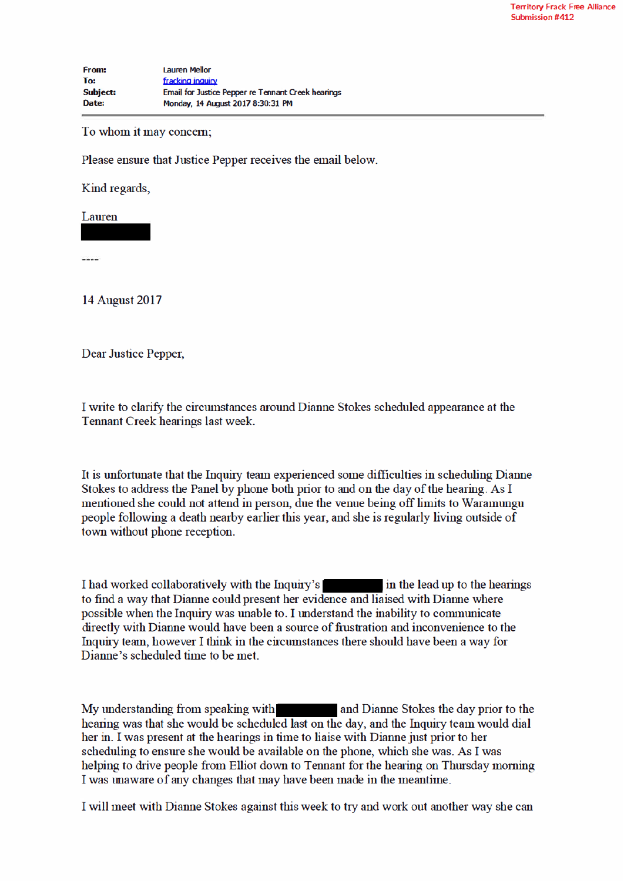Territory Frack Free Alliance
Submission #412

**From:** Lauren Mellor
**To:** fracking inquiry
**Subject:** Email for Justice Pepper re Tennant Creek hearings
**Date:** Monday, 14 August 2017 8:30:31 PM

To whom it may concern;

Please ensure that Justice Pepper receives the email below.

Kind regards,

Lauren
█████

----

14 August 2017

Dear Justice Pepper,

I write to clarify the circumstances around Dianne Stokes scheduled appearance at the Tennant Creek hearings last week.

It is unfortunate that the Inquiry team experienced some difficulties in scheduling Dianne Stokes to address the Panel by phone both prior to and on the day of the hearing. As I mentioned she could not attend in person, due the venue being off limits to Waramungu people following a death nearby earlier this year, and she is regularly living outside of town without phone reception.

I had worked collaboratively with the Inquiry's █████ in the lead up to the hearings to find a way that Dianne could present her evidence and liaised with Dianne where possible when the Inquiry was unable to. I understand the inability to communicate directly with Dianne would have been a source of frustration and inconvenience to the Inquiry team, however I think in the circumstances there should have been a way for Dianne's scheduled time to be met.

My understanding from speaking with █████ and Dianne Stokes the day prior to the hearing was that she would be scheduled last on the day, and the Inquiry team would dial her in. I was present at the hearings in time to liaise with Dianne just prior to her scheduling to ensure she would be available on the phone, which she was. As I was helping to drive people from Elliot down to Tennant for the hearing on Thursday morning I was unaware of any changes that may have been made in the meantime.

I will meet with Dianne Stokes against this week to try and work out another way she can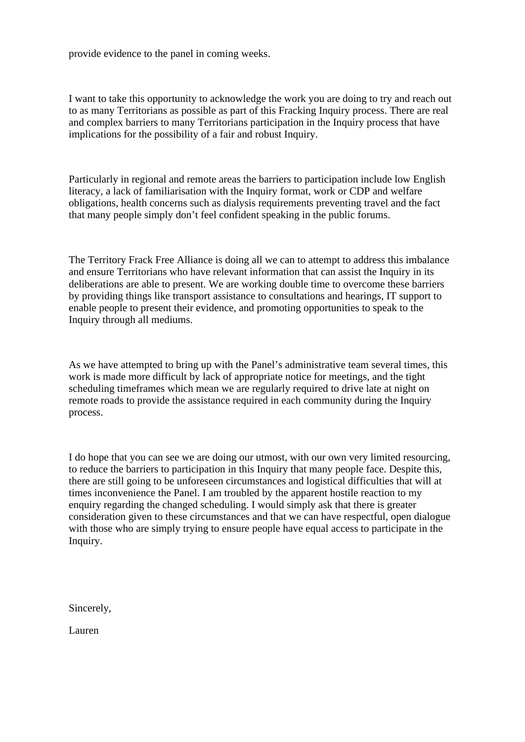provide evidence to the panel in coming weeks.

I want to take this opportunity to acknowledge the work you are doing to try and reach out to as many Territorians as possible as part of this Fracking Inquiry process. There are real and complex barriers to many Territorians participation in the Inquiry process that have implications for the possibility of a fair and robust Inquiry.

Particularly in regional and remote areas the barriers to participation include low English literacy, a lack of familiarisation with the Inquiry format, work or CDP and welfare obligations, health concerns such as dialysis requirements preventing travel and the fact that many people simply don't feel confident speaking in the public forums.

The Territory Frack Free Alliance is doing all we can to attempt to address this imbalance and ensure Territorians who have relevant information that can assist the Inquiry in its deliberations are able to present. We are working double time to overcome these barriers by providing things like transport assistance to consultations and hearings, IT support to enable people to present their evidence, and promoting opportunities to speak to the Inquiry through all mediums.

As we have attempted to bring up with the Panel's administrative team several times, this work is made more difficult by lack of appropriate notice for meetings, and the tight scheduling timeframes which mean we are regularly required to drive late at night on remote roads to provide the assistance required in each community during the Inquiry process.

I do hope that you can see we are doing our utmost, with our own very limited resourcing, to reduce the barriers to participation in this Inquiry that many people face. Despite this, there are still going to be unforeseen circumstances and logistical difficulties that will at times inconvenience the Panel. I am troubled by the apparent hostile reaction to my enquiry regarding the changed scheduling. I would simply ask that there is greater consideration given to these circumstances and that we can have respectful, open dialogue with those who are simply trying to ensure people have equal access to participate in the Inquiry.

Sincerely,

Lauren